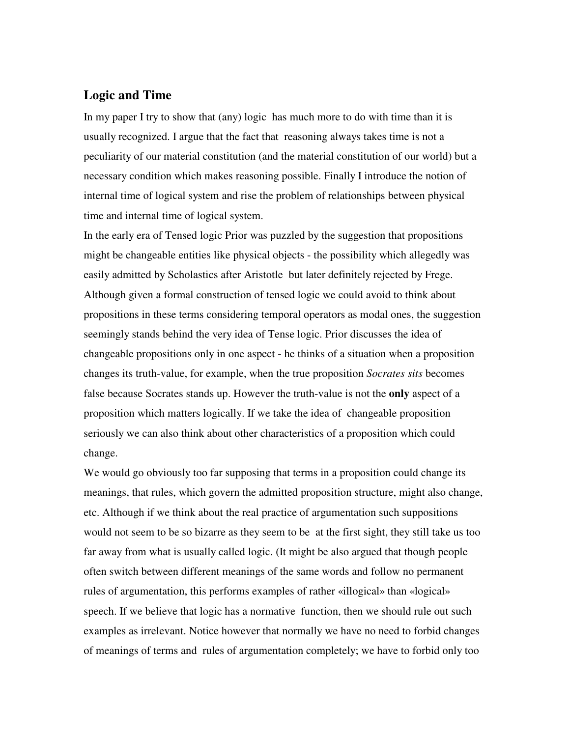## Logic and Time

In my paper I try to show that (any) logic has much more to do with time than it is usually recognized. I argue that the fact that reasoning always takes time is not a peculiarity of our material constitution (and the material constitution of our world) but a necessary condition which makes reasoning possible. Finally I introduce the notion of internal time of logical system and rise the problem of relationships between physical time and internal time of logical system.

In the early era of Tensed logic Prior was puzzled by the suggestion that propositions might be changeable entities like physical objects - the possibility which allegedly was easily admitted by Scholastics after Aristotle but later definitely rejected by Frege. Although given a formal construction of tensed logic we could avoid to think about propositions in these terms considering temporal operators as modal ones, the suggestion seemingly stands behind the very idea of Tense logic. Prior discusses the idea of changeable propositions only in one aspect - he thinks of a situation when a proposition changes its truth-value, for example, when the true proposition *Socrates sits* becomes false because Socrates stands up. However the truth-value is not the **only** aspect of a proposition which matters logically. If we take the idea of changeable proposition seriously we can also think about other characteristics of a proposition which could change.

We would go obviously too far supposing that terms in a proposition could change its meanings, that rules, which govern the admitted proposition structure, might also change, etc. Although if we think about the real practice of argumentation such suppositions would not seem to be so bizarre as they seem to be at the first sight, they still take us too far away from what is usually called logic. (It might be also argued that though people often switch between different meanings of the same words and follow no permanent rules of argumentation, this performs examples of rather «illogical» than «logical» speech. If we believe that logic has a normative function, then we should rule out such examples as irrelevant. Notice however that normally we have no need to forbid changes of meanings of terms and rules of argumentation completely; we have to forbid only too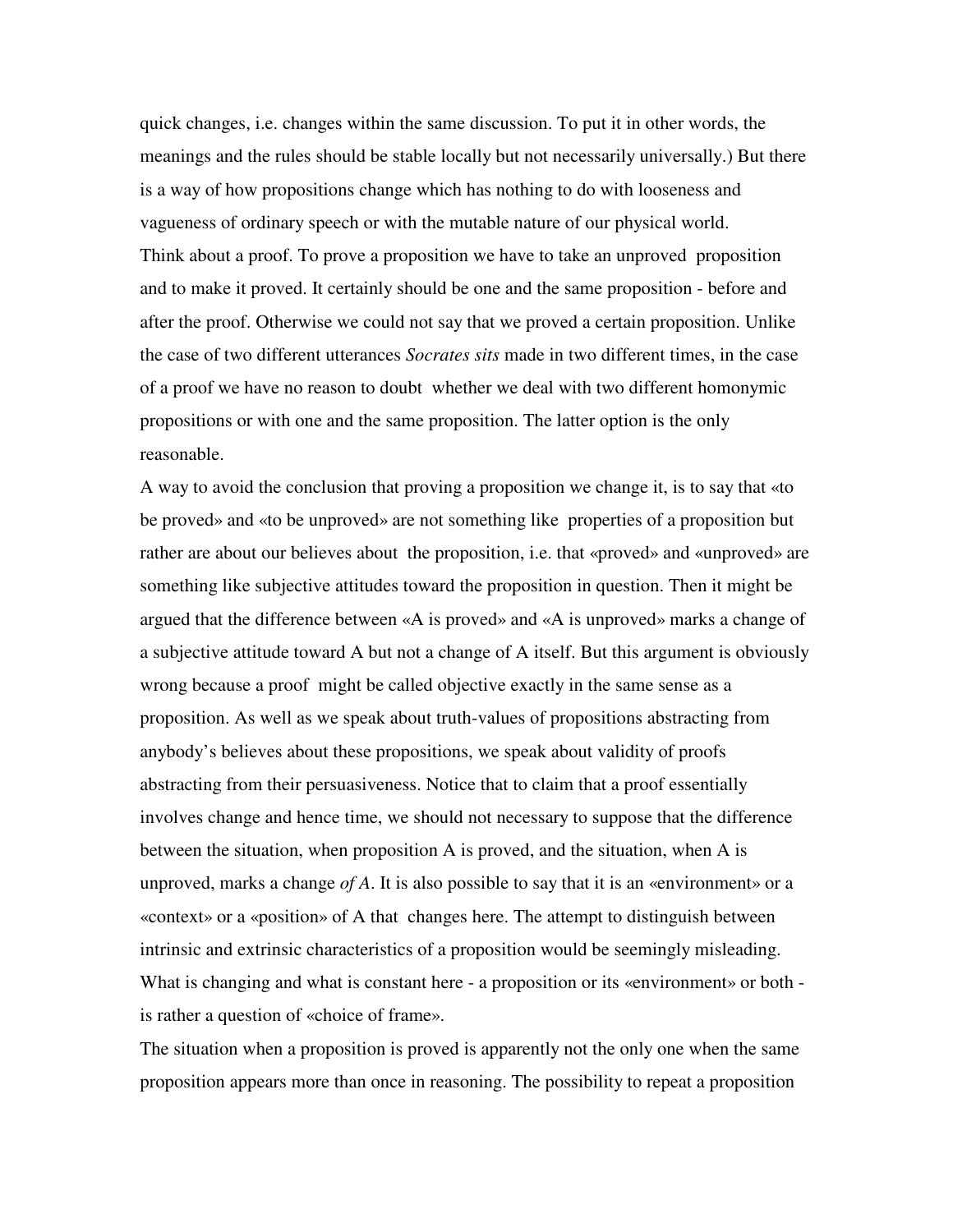quick changes, i.e. changes within the same discussion. To put it in other words, the meanings and the rules should be stable locally but not necessarily universally.) But there is a way of how propositions change which has nothing to do with looseness and vagueness of ordinary speech or with the mutable nature of our physical world.

Think about a proof. To prove a proposition we have to take an unproved proposition and to make it proved. It certainly should be one and the same proposition - before and after the proof. Otherwise we could not say that we proved a certain proposition. Unlike the case of two different utterances *Socrates sits* made in two different times, in the case of a proof we have no reason to doubt whether we deal with two different homonymic propositions or with one and the same proposition. The latter option is the only reasonable.

A way to avoid the conclusion that proving a proposition we change it, is to say that «to be proved» and «to be unproved» are not something like properties of a proposition but rather are about our believes about the proposition, i.e. that «proved» and «unproved» are something like subjective attitudes toward the proposition in question. Then it might be argued that the difference between «A is proved» and «A is unproved» marks a change of a subjective attitude toward A but not a change of A itself. But this argument is obviously wrong because a proof might be called objective exactly in the same sense as a proposition. As well as we speak about truth-values of propositions abstracting from anybody's believes about these propositions, we speak about validity of proofs abstracting from their persuasiveness. Notice that to claim that a proof essentially involves change and hence time, we should not necessary to suppose that the difference between the situation, when proposition A is proved, and the situation, when A is unproved, marks a change *of A*. It is also possible to say that it is an «environment» or a «context» or a «position» of A that changes here. The attempt to distinguish between intrinsic and extrinsic characteristics of a proposition would be seemingly misleading. What is changing and what is constant here - a proposition or its «environment» or both - is rather a question of «choice of frame».

The situation when a proposition is proved is apparently not the only one when the same proposition appears more than once in reasoning. The possibility to repeat a proposition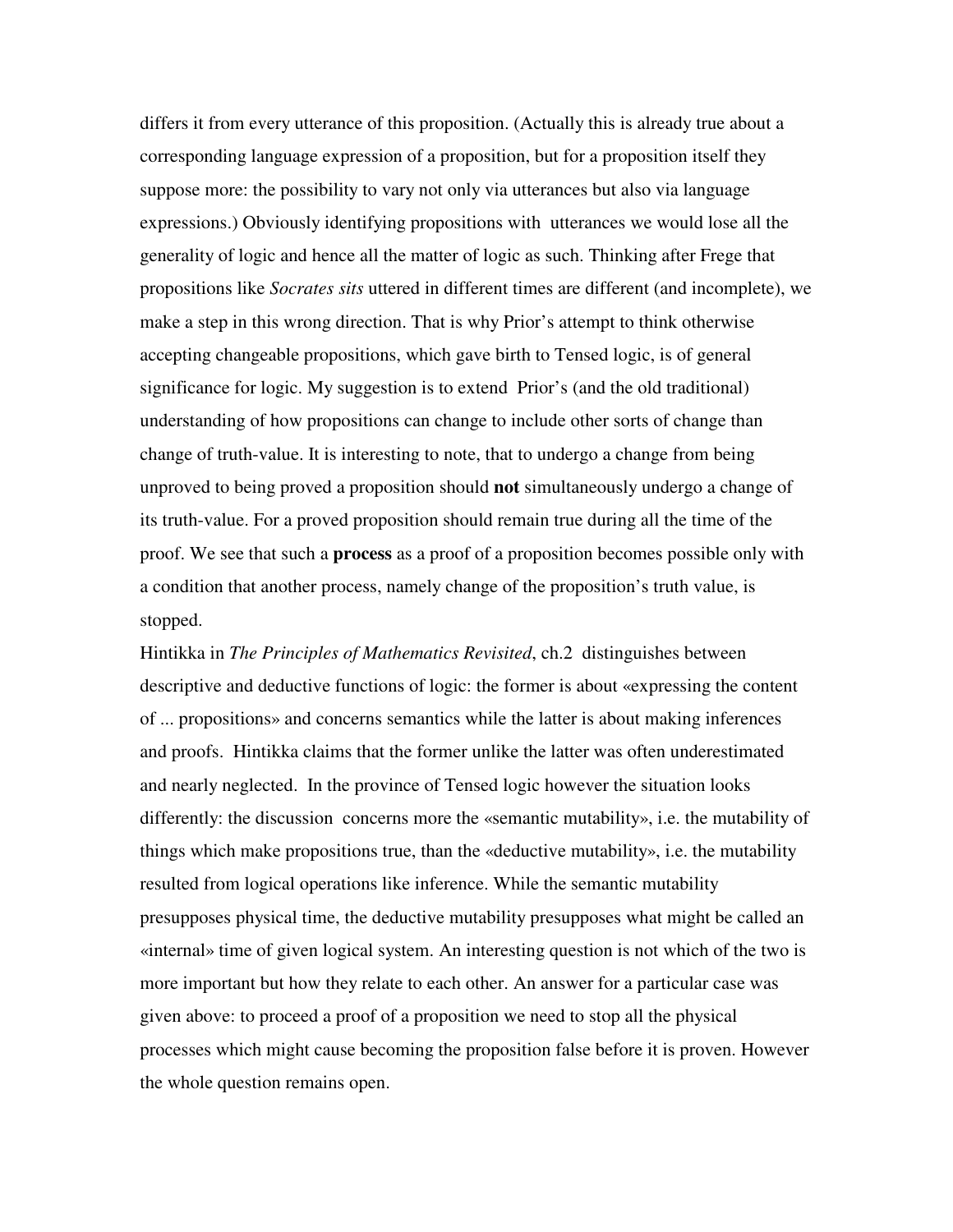differs it from every utterance of this proposition. (Actually this is already true about a corresponding language expression of a proposition, but for a proposition itself they suppose more: the possibility to vary not only via utterances but also via language expressions.) Obviously identifying propositions with utterances we would lose all the generality of logic and hence all the matter of logic as such. Thinking after Frege that propositions like *Socrates sits* uttered in different times are different (and incomplete), we make a step in this wrong direction. That is why Prior's attempt to think otherwise accepting changeable propositions, which gave birth to Tensed logic, is of general significance for logic. My suggestion is to extend Prior's (and the old traditional) understanding of how propositions can change to include other sorts of change than change of truth-value. It is interesting to note, that to undergo a change from being unproved to being proved a proposition should **not** simultaneously undergo a change of its truth-value. For a proved proposition should remain true during all the time of the proof. We see that such a **process** as a proof of a proposition becomes possible only with a condition that another process, namely change of the proposition's truth value, is stopped.

Hintikka in *The Principles of Mathematics Revisited*, ch.2 distinguishes between descriptive and deductive functions of logic: the former is about «expressing the content of ... propositions» and concerns semantics while the latter is about making inferences and proofs. Hintikka claims that the former unlike the latter was often underestimated and nearly neglected. In the province of Tensed logic however the situation looks differently: the discussion concerns more the «semantic mutability», i.e. the mutability of things which make propositions true, than the «deductive mutability», i.e. the mutability resulted from logical operations like inference. While the semantic mutability presupposes physical time, the deductive mutability presupposes what might be called an «internal» time of given logical system. An interesting question is not which of the two is more important but how they relate to each other. An answer for a particular case was given above: to proceed a proof of a proposition we need to stop all the physical processes which might cause becoming the proposition false before it is proven. However the whole question remains open.